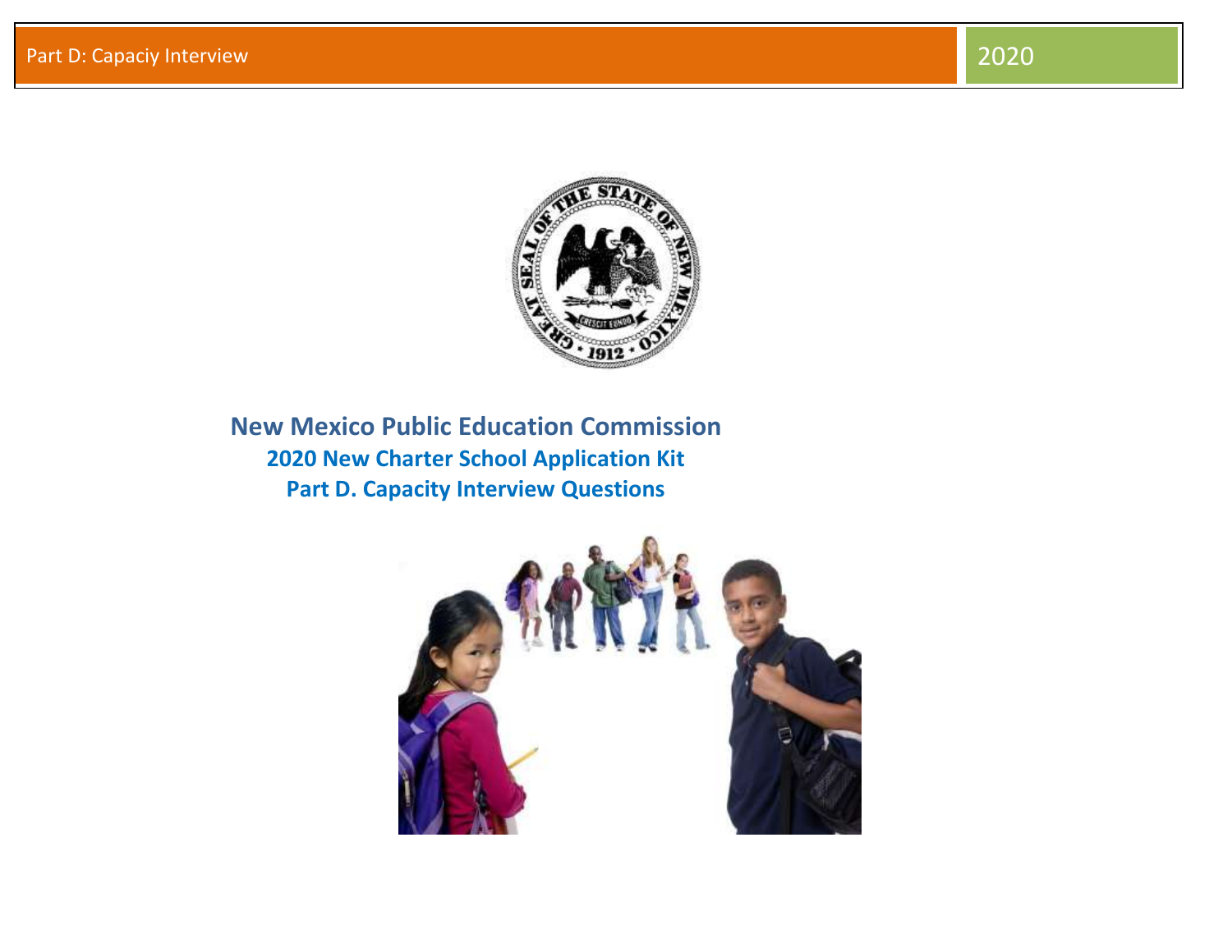# New Mexico Public Education Commission

## 2020 New Charter School Application Kit

## Part D. Capacity Interview Questions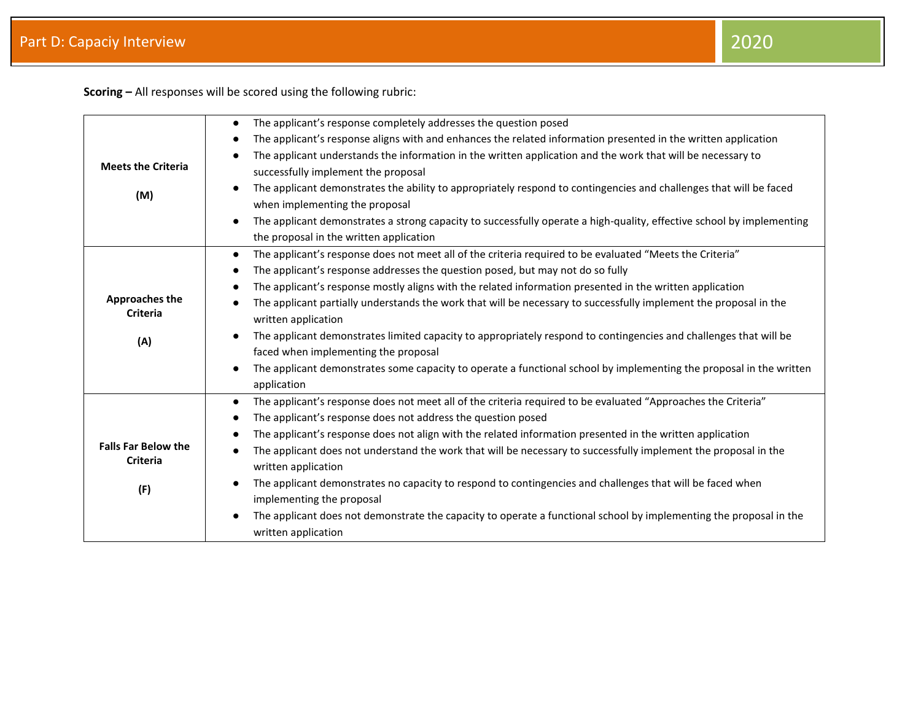**Scoring –** All responses will be scored using the following rubric:

| | |
|---|---|
| **Meets the Criteria**<br><br>**(M)** | • The applicant's response completely addresses the question posed<br>• The applicant's response aligns with and enhances the related information presented in the written application<br>• The applicant understands the information in the written application and the work that will be necessary to successfully implement the proposal<br>• The applicant demonstrates the ability to appropriately respond to contingencies and challenges that will be faced when implementing the proposal<br>• The applicant demonstrates a strong capacity to successfully operate a high-quality, effective school by implementing the proposal in the written application |
| **Approaches the Criteria**<br><br>**(A)** | • The applicant's response does not meet all of the criteria required to be evaluated "Meets the Criteria"<br>• The applicant's response addresses the question posed, but may not do so fully<br>• The applicant's response mostly aligns with the related information presented in the written application<br>• The applicant partially understands the work that will be necessary to successfully implement the proposal in the written application<br>• The applicant demonstrates limited capacity to appropriately respond to contingencies and challenges that will be faced when implementing the proposal<br>• The applicant demonstrates some capacity to operate a functional school by implementing the proposal in the written application |
| **Falls Far Below the Criteria**<br><br>**(F)** | • The applicant's response does not meet all of the criteria required to be evaluated "Approaches the Criteria"<br>• The applicant's response does not address the question posed<br>• The applicant's response does not align with the related information presented in the written application<br>• The applicant does not understand the work that will be necessary to successfully implement the proposal in the written application<br>• The applicant demonstrates no capacity to respond to contingencies and challenges that will be faced when implementing the proposal<br>• The applicant does not demonstrate the capacity to operate a functional school by implementing the proposal in the written application |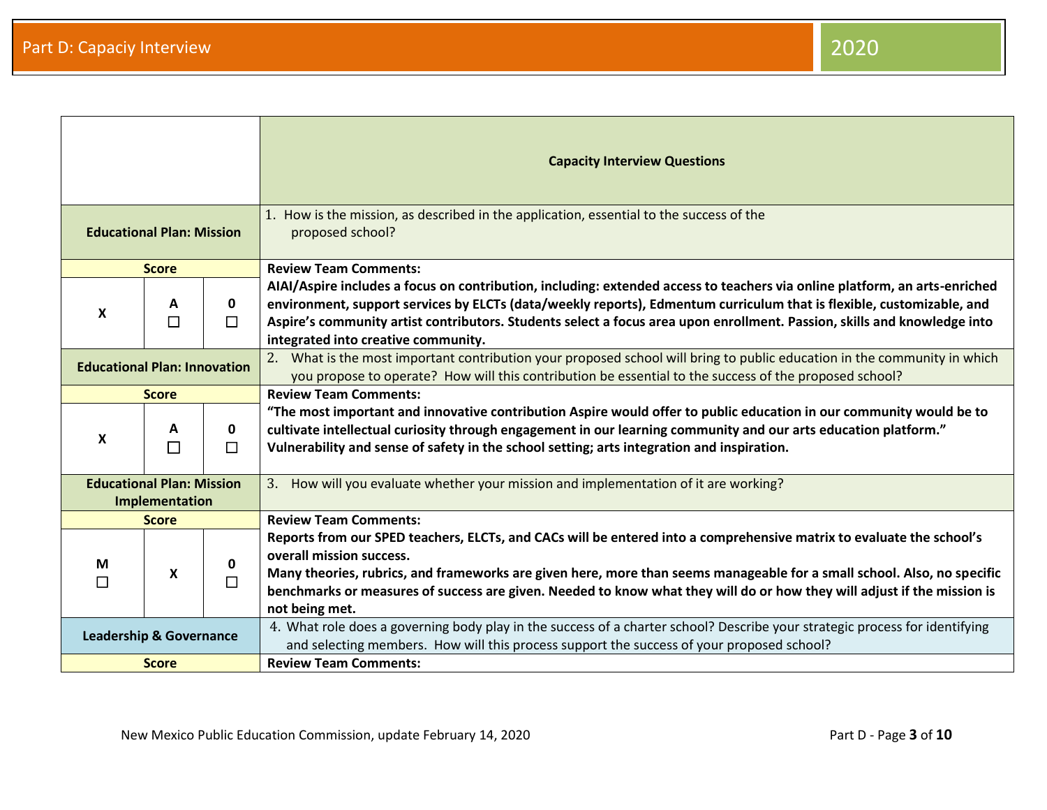| | | | Capacity Interview Questions |
|---|---|---|---|
| **Educational Plan: Mission** | | | 1. How is the mission, as described in the application, essential to the success of the proposed school? |
| **Score** | | | **Review Team Comments:** |
| **X** | **A** ☐ | **0** ☐ | **AIAI/Aspire includes a focus on contribution, including: extended access to teachers via online platform, an arts-enriched environment, support services by ELCTs (data/weekly reports), Edmentum curriculum that is flexible, customizable, and Aspire's community artist contributors. Students select a focus area upon enrollment. Passion, skills and knowledge into integrated into creative community.** |
| **Educational Plan: Innovation** | | | 2. What is the most important contribution your proposed school will bring to public education in the community in which you propose to operate? How will this contribution be essential to the success of the proposed school? |
| **Score** | | | **Review Team Comments:** |
| **X** | **A** ☐ | **0** ☐ | **"The most important and innovative contribution Aspire would offer to public education in our community would be to cultivate intellectual curiosity through engagement in our learning community and our arts education platform." Vulnerability and sense of safety in the school setting; arts integration and inspiration.** |
| **Educational Plan: Mission Implementation** | | | 3. How will you evaluate whether your mission and implementation of it are working? |
| **Score** | | | **Review Team Comments:** |
| **M** ☐ | **X** | **0** ☐ | **Reports from our SPED teachers, ELCTs, and CACs will be entered into a comprehensive matrix to evaluate the school's overall mission success.** <br> **Many theories, rubrics, and frameworks are given here, more than seems manageable for a small school. Also, no specific benchmarks or measures of success are given. Needed to know what they will do or how they will adjust if the mission is not being met.** |
| **Leadership & Governance** | | | 4. What role does a governing body play in the success of a charter school? Describe your strategic process for identifying and selecting members. How will this process support the success of your proposed school? |
| **Score** | | | **Review Team Comments:** |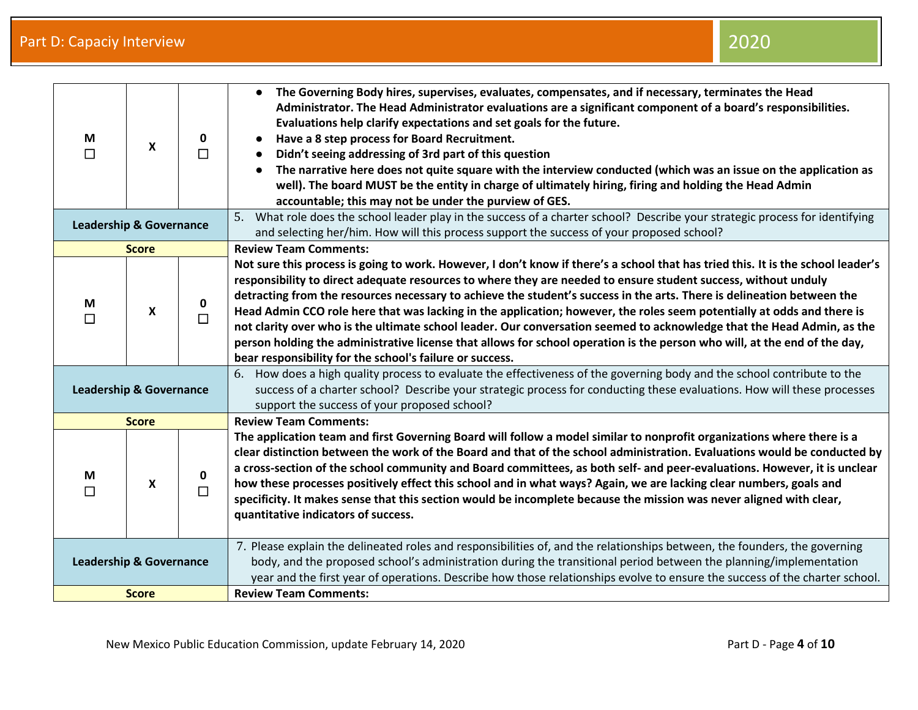| | | | |
|---|---|---|---|
| M ☐ | X | 0 ☐ | <ul><li>**The Governing Body hires, supervises, evaluates, compensates, and if necessary, terminates the Head Administrator. The Head Administrator evaluations are a significant component of a board's responsibilities. Evaluations help clarify expectations and set goals for the future.**</li><li>**Have a 8 step process for Board Recruitment.**</li><li>**Didn't seeing addressing of 3rd part of this question**</li><li>**The narrative here does not quite square with the interview conducted (which was an issue on the application as well). The board MUST be the entity in charge of ultimately hiring, firing and holding the Head Admin accountable; this may not be under the purview of GES.**</li></ul> |
| **Leadership & Governance** | | | 5. What role does the school leader play in the success of a charter school? Describe your strategic process for identifying and selecting her/him. How will this process support the success of your proposed school? |
| **Score** | | | **Review Team Comments:** |
| M ☐ | X | 0 ☐ | **Not sure this process is going to work. However, I don't know if there's a school that has tried this. It is the school leader's responsibility to direct adequate resources to where they are needed to ensure student success, without unduly detracting from the resources necessary to achieve the student's success in the arts. There is delineation between the Head Admin CCO role here that was lacking in the application; however, the roles seem potentially at odds and there is not clarity over who is the ultimate school leader. Our conversation seemed to acknowledge that the Head Admin, as the person holding the administrative license that allows for school operation is the person who will, at the end of the day, bear responsibility for the school's failure or success.** |
| **Leadership & Governance** | | | 6. How does a high quality process to evaluate the effectiveness of the governing body and the school contribute to the success of a charter school? Describe your strategic process for conducting these evaluations. How will these processes support the success of your proposed school? |
| **Score** | | | **Review Team Comments:** |
| M ☐ | X | 0 ☐ | **The application team and first Governing Board will follow a model similar to nonprofit organizations where there is a clear distinction between the work of the Board and that of the school administration. Evaluations would be conducted by a cross-section of the school community and Board committees, as both self- and peer-evaluations. However, it is unclear how these processes positively effect this school and in what ways? Again, we are lacking clear numbers, goals and specificity. It makes sense that this section would be incomplete because the mission was never aligned with clear, quantitative indicators of success.** |
| **Leadership & Governance** | | | 7. Please explain the delineated roles and responsibilities of, and the relationships between, the founders, the governing body, and the proposed school's administration during the transitional period between the planning/implementation year and the first year of operations. Describe how those relationships evolve to ensure the success of the charter school. |
| **Score** | | | **Review Team Comments:** |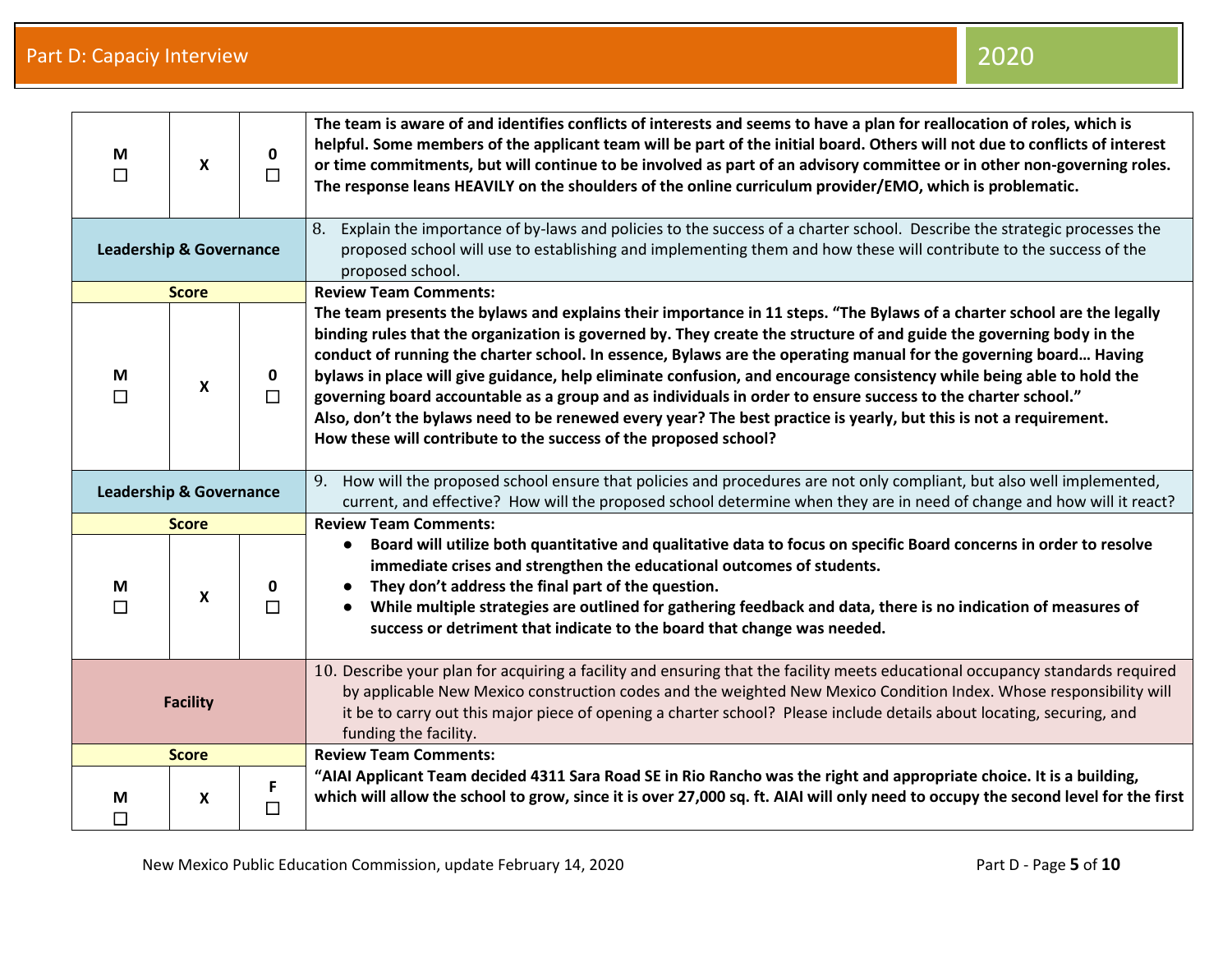| M ☐ | X | 0 ☐ | **The team is aware of and identifies conflicts of interests and seems to have a plan for reallocation of roles, which is helpful. Some members of the applicant team will be part of the initial board. Others will not due to conflicts of interest or time commitments, but will continue to be involved as part of an advisory committee or in other non-governing roles. The response leans HEAVILY on the shoulders of the online curriculum provider/EMO, which is problematic.** |
|---|---|---|---|
| **Leadership & Governance** | | | 8. Explain the importance of by-laws and policies to the success of a charter school. Describe the strategic processes the proposed school will use to establishing and implementing them and how these will contribute to the success of the proposed school. |
| **Score** | | | **Review Team Comments:** |
| M ☐ | X | 0 ☐ | **The team presents the bylaws and explains their importance in 11 steps. "The Bylaws of a charter school are the legally binding rules that the organization is governed by. They create the structure of and guide the governing body in the conduct of running the charter school. In essence, Bylaws are the operating manual for the governing board… Having bylaws in place will give guidance, help eliminate confusion, and encourage consistency while being able to hold the governing board accountable as a group and as individuals in order to ensure success to the charter school."** <br> **Also, don't the bylaws need to be renewed every year? The best practice is yearly, but this is not a requirement.** <br> **How these will contribute to the success of the proposed school?** |
| **Leadership & Governance** | | | 9. How will the proposed school ensure that policies and procedures are not only compliant, but also well implemented, current, and effective? How will the proposed school determine when they are in need of change and how will it react? |
| **Score** | | | **Review Team Comments:** |
| M ☐ | X | 0 ☐ | • **Board will utilize both quantitative and qualitative data to focus on specific Board concerns in order to resolve immediate crises and strengthen the educational outcomes of students.** <br> • **They don't address the final part of the question.** <br> • **While multiple strategies are outlined for gathering feedback and data, there is no indication of measures of success or detriment that indicate to the board that change was needed.** |
| **Facility** | | | 10. Describe your plan for acquiring a facility and ensuring that the facility meets educational occupancy standards required by applicable New Mexico construction codes and the weighted New Mexico Condition Index. Whose responsibility will it be to carry out this major piece of opening a charter school? Please include details about locating, securing, and funding the facility. |
| **Score** | | | **Review Team Comments:** |
| M ☐ | X | F ☐ | **"AIAI Applicant Team decided 4311 Sara Road SE in Rio Rancho was the right and appropriate choice. It is a building, which will allow the school to grow, since it is over 27,000 sq. ft. AIAI will only need to occupy the second level for the first** |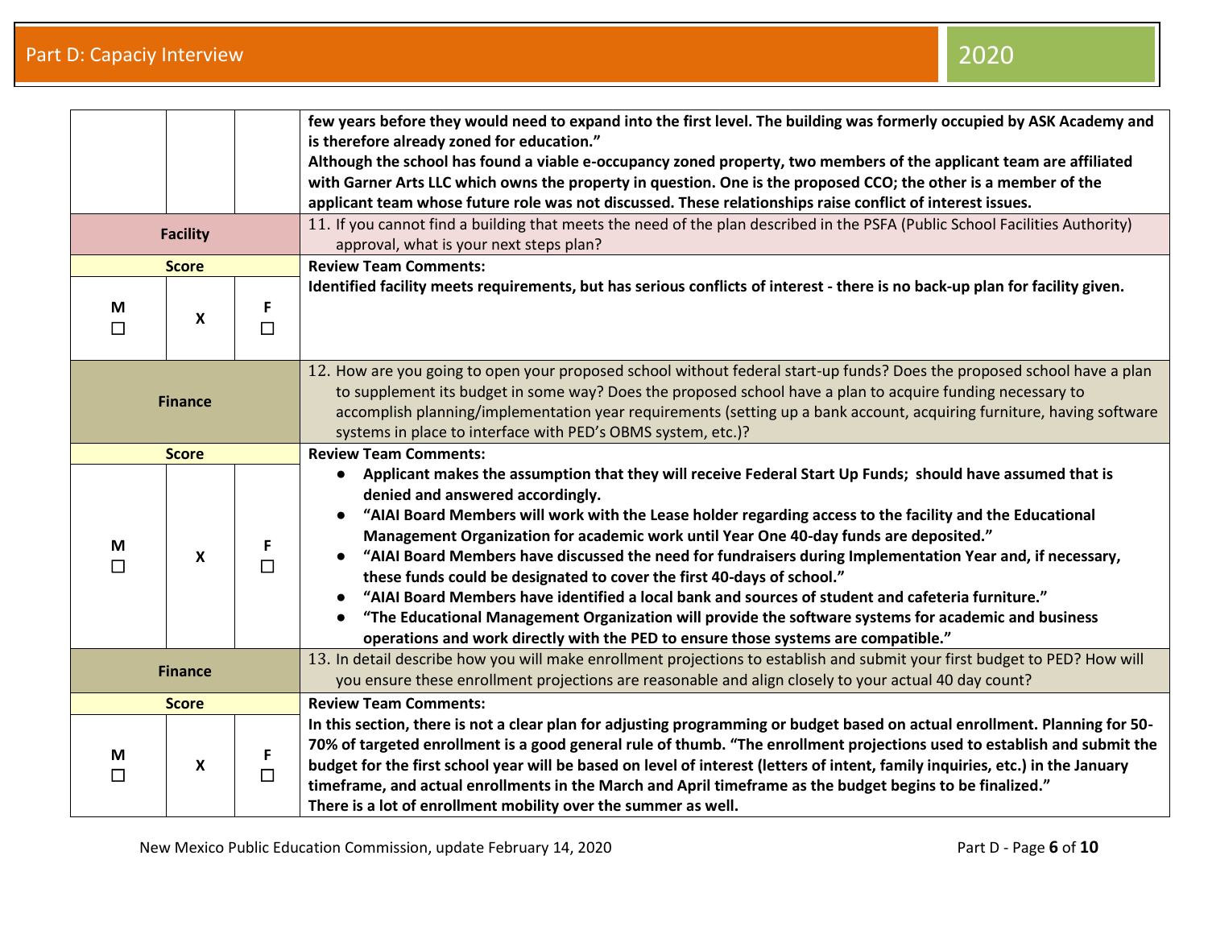| | | | |
|---|---|---|---|
| | | | **few years before they would need to expand into the first level. The building was formerly occupied by ASK Academy and is therefore already zoned for education."**<br>**Although the school has found a viable e-occupancy zoned property, two members of the applicant team are affiliated with Garner Arts LLC which owns the property in question. One is the proposed CCO; the other is a member of the applicant team whose future role was not discussed. These relationships raise conflict of interest issues.** |
| **Facility** | | | 11. If you cannot find a building that meets the need of the plan described in the PSFA (Public School Facilities Authority) approval, what is your next steps plan? |
| **Score** | | | **Review Team Comments:** |
| **M** ☐ | **X** | **F** ☐ | **Identified facility meets requirements, but has serious conflicts of interest - there is no back-up plan for facility given.** |
| **Finance** | | | 12. How are you going to open your proposed school without federal start-up funds? Does the proposed school have a plan to supplement its budget in some way? Does the proposed school have a plan to acquire funding necessary to accomplish planning/implementation year requirements (setting up a bank account, acquiring furniture, having software systems in place to interface with PED's OBMS system, etc.)? |
| **Score** | | | **Review Team Comments:** |
| **M** ☐ | **X** | **F** ☐ | ● **Applicant makes the assumption that they will receive Federal Start Up Funds; should have assumed that is denied and answered accordingly.**<br>● **"AIAI Board Members will work with the Lease holder regarding access to the facility and the Educational Management Organization for academic work until Year One 40-day funds are deposited."**<br>● **"AIAI Board Members have discussed the need for fundraisers during Implementation Year and, if necessary, these funds could be designated to cover the first 40-days of school."**<br>● **"AIAI Board Members have identified a local bank and sources of student and cafeteria furniture."**<br>● **"The Educational Management Organization will provide the software systems for academic and business operations and work directly with the PED to ensure those systems are compatible."** |
| **Finance** | | | 13. In detail describe how you will make enrollment projections to establish and submit your first budget to PED? How will you ensure these enrollment projections are reasonable and align closely to your actual 40 day count? |
| **Score** | | | **Review Team Comments:** |
| **M** ☐ | **X** | **F** ☐ | **In this section, there is not a clear plan for adjusting programming or budget based on actual enrollment. Planning for 50-70% of targeted enrollment is a good general rule of thumb. "The enrollment projections used to establish and submit the budget for the first school year will be based on level of interest (letters of intent, family inquiries, etc.) in the January timeframe, and actual enrollments in the March and April timeframe as the budget begins to be finalized."**<br>**There is a lot of enrollment mobility over the summer as well.** |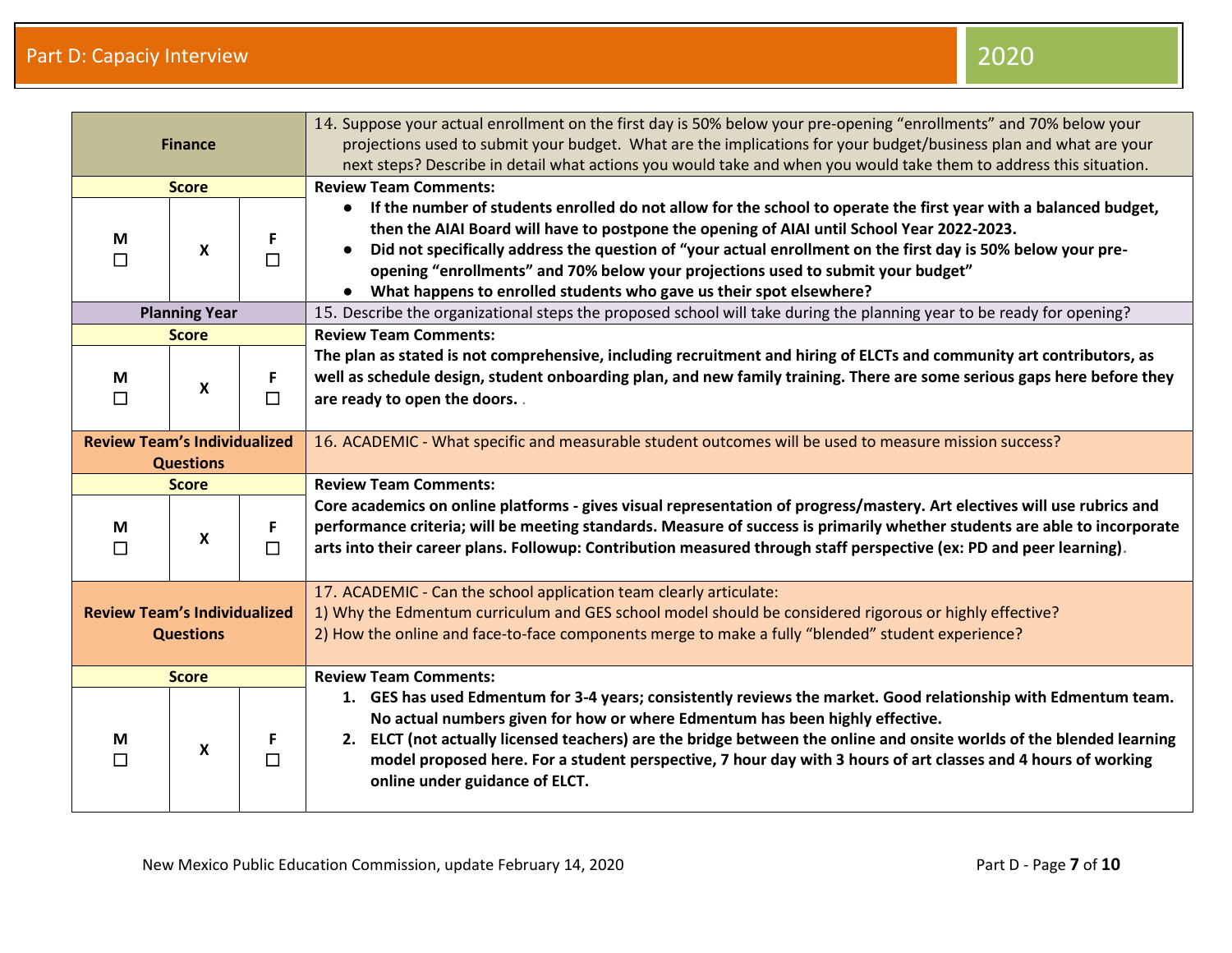| Finance | | | 14. Suppose your actual enrollment on the first day is 50% below your pre-opening “enrollments” and 70% below your projections used to submit your budget. What are the implications for your budget/business plan and what are your next steps? Describe in detail what actions you would take and when you would take them to address this situation. |
|---|---|---|---|
| **Score** | | | **Review Team Comments:** |
| M ☐ | X | F ☐ | • **If the number of students enrolled do not allow for the school to operate the first year with a balanced budget, then the AIAI Board will have to postpone the opening of AIAI until School Year 2022-2023.**<br>• **Did not specifically address the question of “your actual enrollment on the first day is 50% below your pre-opening “enrollments” and 70% below your projections used to submit your budget”**<br>• **What happens to enrolled students who gave us their spot elsewhere?** |
| **Planning Year** | | | 15. Describe the organizational steps the proposed school will take during the planning year to be ready for opening? |
| **Score** | | | **Review Team Comments:** |
| M ☐ | X | F ☐ | **The plan as stated is not comprehensive, including recruitment and hiring of ELCTs and community art contributors, as well as schedule design, student onboarding plan, and new family training. There are some serious gaps here before they are ready to open the doors.** . |
| **Review Team’s Individualized Questions** | | | 16. ACADEMIC - What specific and measurable student outcomes will be used to measure mission success? |
| **Score** | | | **Review Team Comments:** |
| M ☐ | X | F ☐ | **Core academics on online platforms - gives visual representation of progress/mastery. Art electives will use rubrics and performance criteria; will be meeting standards. Measure of success is primarily whether students are able to incorporate arts into their career plans. Followup: Contribution measured through staff perspective (ex: PD and peer learning)**. |
| **Review Team’s Individualized Questions** | | | 17. ACADEMIC - Can the school application team clearly articulate:<br>1) Why the Edmentum curriculum and GES school model should be considered rigorous or highly effective?<br>2) How the online and face-to-face components merge to make a fully “blended” student experience? |
| **Score** | | | **Review Team Comments:** |
| M ☐ | X | F ☐ | 1. **GES has used Edmentum for 3-4 years; consistently reviews the market. Good relationship with Edmentum team. No actual numbers given for how or where Edmentum has been highly effective.**<br>2. **ELCT (not actually licensed teachers) are the bridge between the online and onsite worlds of the blended learning model proposed here. For a student perspective, 7 hour day with 3 hours of art classes and 4 hours of working online under guidance of ELCT.** |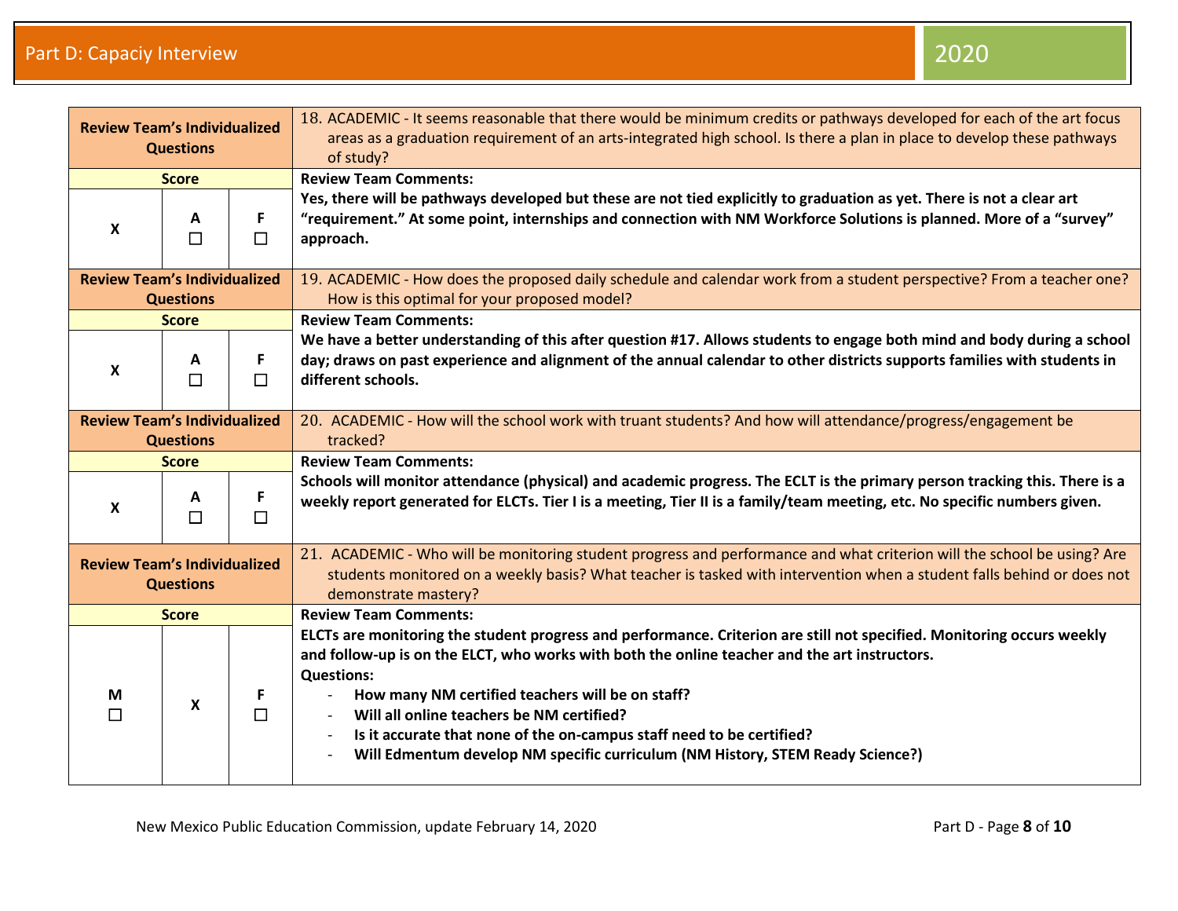| Review Team's Individualized Questions | | | 18. ACADEMIC - It seems reasonable that there would be minimum credits or pathways developed for each of the art focus areas as a graduation requirement of an arts-integrated high school. Is there a plan in place to develop these pathways of study? |
|---|---|---|---|
| **Score** | | | **Review Team Comments:** |
| X | A ☐ | F ☐ | **Yes, there will be pathways developed but these are not tied explicitly to graduation as yet. There is not a clear art "requirement." At some point, internships and connection with NM Workforce Solutions is planned. More of a "survey" approach.** |
| **Review Team's Individualized Questions** | | | 19. ACADEMIC - How does the proposed daily schedule and calendar work from a student perspective? From a teacher one? How is this optimal for your proposed model? |
| **Score** | | | **Review Team Comments:** |
| X | A ☐ | F ☐ | **We have a better understanding of this after question #17. Allows students to engage both mind and body during a school day; draws on past experience and alignment of the annual calendar to other districts supports families with students in different schools.** |
| **Review Team's Individualized Questions** | | | 20. ACADEMIC - How will the school work with truant students? And how will attendance/progress/engagement be tracked? |
| **Score** | | | **Review Team Comments:** |
| X | A ☐ | F ☐ | **Schools will monitor attendance (physical) and academic progress. The ECLT is the primary person tracking this. There is a weekly report generated for ELCTs. Tier I is a meeting, Tier II is a family/team meeting, etc. No specific numbers given.** |
| **Review Team's Individualized Questions** | | | 21. ACADEMIC - Who will be monitoring student progress and performance and what criterion will the school be using? Are students monitored on a weekly basis? What teacher is tasked with intervention when a student falls behind or does not demonstrate mastery? |
| **Score** | | | **Review Team Comments:** |
| M ☐ | X | F ☐ | **ELCTs are monitoring the student progress and performance. Criterion are still not specified. Monitoring occurs weekly and follow-up is on the ELCT, who works with both the online teacher and the art instructors.** <br> **Questions:** <br> - **How many NM certified teachers will be on staff?** <br> - **Will all online teachers be NM certified?** <br> - **Is it accurate that none of the on-campus staff need to be certified?** <br> - **Will Edmentum develop NM specific curriculum (NM History, STEM Ready Science?)** |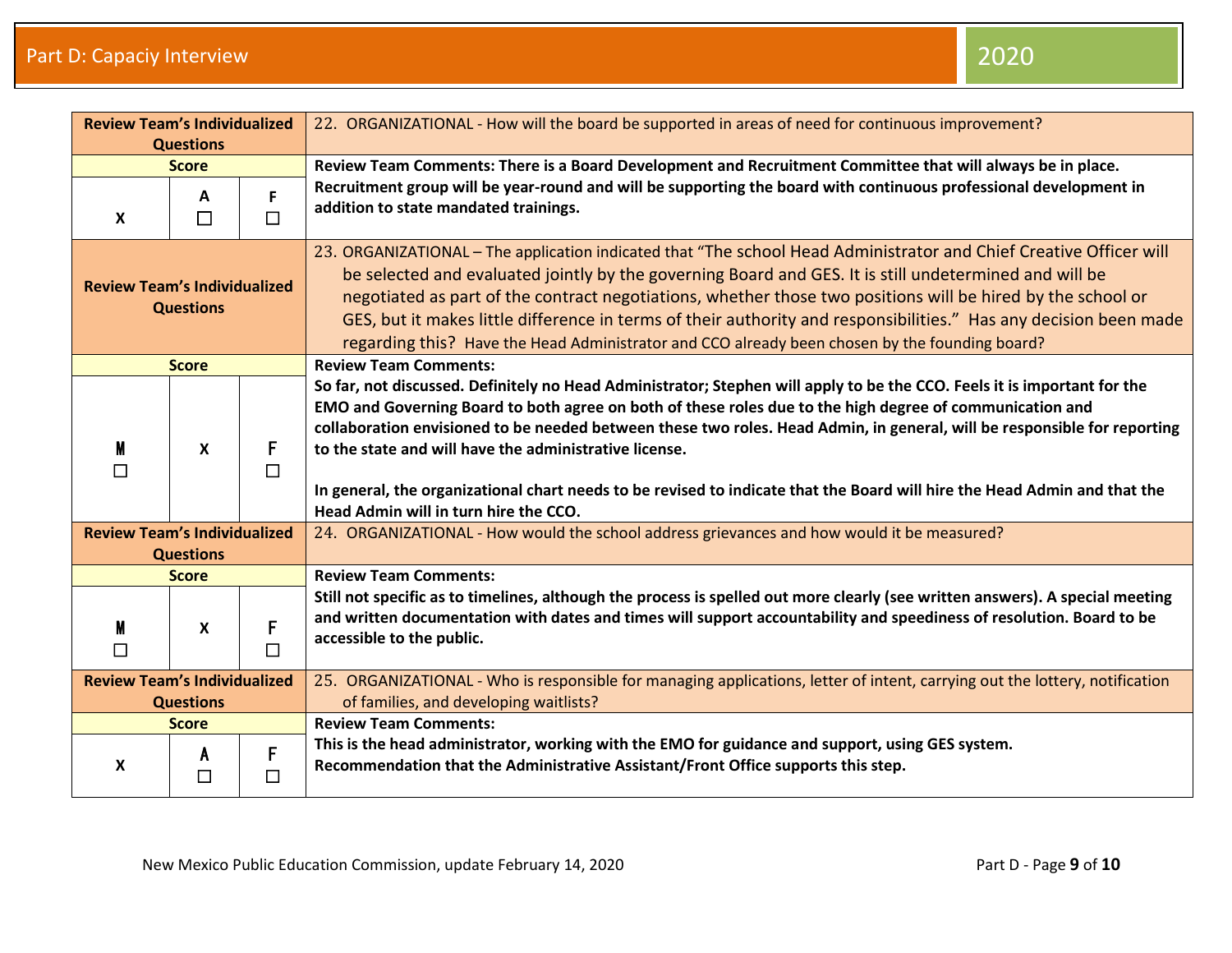| Review Team's Individualized Questions | | | 22. ORGANIZATIONAL - How will the board be supported in areas of need for continuous improvement? |
|---|---|---|---|
| **Score** | | | **Review Team Comments: There is a Board Development and Recruitment Committee that will always be in place. Recruitment group will be year-round and will be supporting the board with continuous professional development in addition to state mandated trainings.** |
| X | A ☐ | F ☐ | |
| **Review Team's Individualized Questions** | | | 23. ORGANIZATIONAL – The application indicated that "The school Head Administrator and Chief Creative Officer will be selected and evaluated jointly by the governing Board and GES. It is still undetermined and will be negotiated as part of the contract negotiations, whether those two positions will be hired by the school or GES, but it makes little difference in terms of their authority and responsibilities." Has any decision been made regarding this? Have the Head Administrator and CCO already been chosen by the founding board? |
| **Score** | | | **Review Team Comments:** |
| M ☐ | X | F ☐ | **So far, not discussed. Definitely no Head Administrator; Stephen will apply to be the CCO. Feels it is important for the EMO and Governing Board to both agree on both of these roles due to the high degree of communication and collaboration envisioned to be needed between these two roles. Head Admin, in general, will be responsible for reporting to the state and will have the administrative license.**<br><br>**In general, the organizational chart needs to be revised to indicate that the Board will hire the Head Admin and that the Head Admin will in turn hire the CCO.** |
| **Review Team's Individualized Questions** | | | 24. ORGANIZATIONAL - How would the school address grievances and how would it be measured? |
| **Score** | | | **Review Team Comments:** |
| M ☐ | X | F ☐ | **Still not specific as to timelines, although the process is spelled out more clearly (see written answers). A special meeting and written documentation with dates and times will support accountability and speediness of resolution. Board to be accessible to the public.** |
| **Review Team's Individualized Questions** | | | 25. ORGANIZATIONAL - Who is responsible for managing applications, letter of intent, carrying out the lottery, notification of families, and developing waitlists? |
| **Score** | | | **Review Team Comments:** |
| X | A ☐ | F ☐ | **This is the head administrator, working with the EMO for guidance and support, using GES system.**<br>**Recommendation that the Administrative Assistant/Front Office supports this step.** |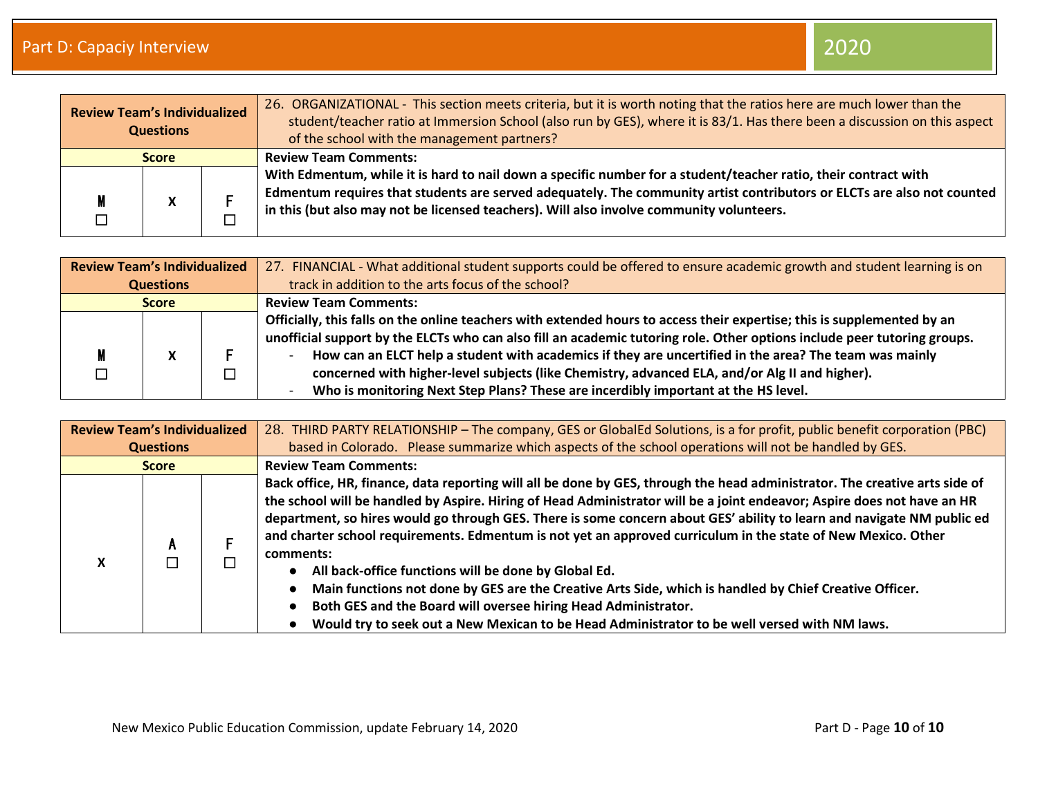| Review Team's Individualized Questions | | | 26. ORGANIZATIONAL - This section meets criteria, but it is worth noting that the ratios here are much lower than the student/teacher ratio at Immersion School (also run by GES), where it is 83/1. Has there been a discussion on this aspect of the school with the management partners? |
|---|---|---|---|
| Score | | | **Review Team Comments:** |
| M ☐ | X | F ☐ | **With Edmentum, while it is hard to nail down a specific number for a student/teacher ratio, their contract with Edmentum requires that students are served adequately. The community artist contributors or ELCTs are also not counted in this (but also may not be licensed teachers). Will also involve community volunteers.** |

| Review Team's Individualized Questions | | | 27. FINANCIAL - What additional student supports could be offered to ensure academic growth and student learning is on track in addition to the arts focus of the school? |
|---|---|---|---|
| Score | | | **Review Team Comments:** |
| M ☐ | X | F ☐ | **Officially, this falls on the online teachers with extended hours to access their expertise; this is supplemented by an unofficial support by the ELCTs who can also fill an academic tutoring role. Other options include peer tutoring groups.** <br> - **How can an ELCT help a student with academics if they are uncertified in the area? The team was mainly concerned with higher-level subjects (like Chemistry, advanced ELA, and/or Alg II and higher).** <br> - **Who is monitoring Next Step Plans? These are incerdibly important at the HS level.** |

| Review Team's Individualized Questions | | | 28. THIRD PARTY RELATIONSHIP – The company, GES or GlobalEd Solutions, is a for profit, public benefit corporation (PBC) based in Colorado. Please summarize which aspects of the school operations will not be handled by GES. |
|---|---|---|---|
| Score | | | **Review Team Comments:** |
| X | A ☐ | F ☐ | **Back office, HR, finance, data reporting will all be done by GES, through the head administrator. The creative arts side of the school will be handled by Aspire. Hiring of Head Administrator will be a joint endeavor; Aspire does not have an HR department, so hires would go through GES. There is some concern about GES' ability to learn and navigate NM public ed and charter school requirements. Edmentum is not yet an approved curriculum in the state of New Mexico. Other comments:** <br> ● **All back-office functions will be done by Global Ed.** <br> ● **Main functions not done by GES are the Creative Arts Side, which is handled by Chief Creative Officer.** <br> ● **Both GES and the Board will oversee hiring Head Administrator.** <br> ● **Would try to seek out a New Mexican to be Head Administrator to be well versed with NM laws.** |